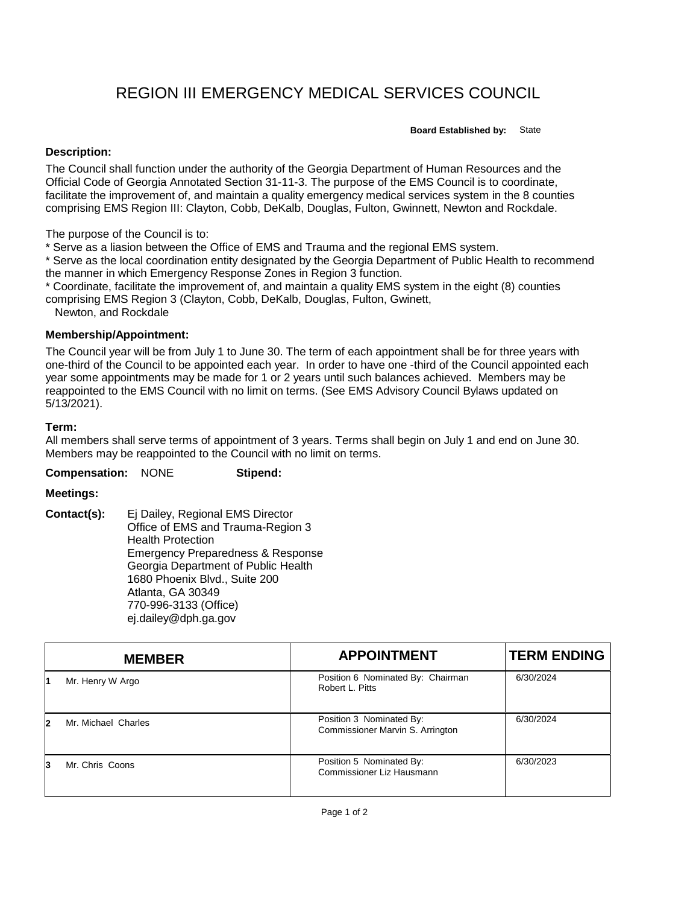# REGION III EMERGENCY MEDICAL SERVICES COUNCIL

**Board Established by:** State

**Description:**

The Council shall function under the authority of the Georgia Department of Human Resources and the Official Code of Georgia Annotated Section 31-11-3. The purpose of the EMS Council is to coordinate, facilitate the improvement of, and maintain a quality emergency medical services system in the 8 counties comprising EMS Region III: Clayton, Cobb, DeKalb, Douglas, Fulton, Gwinnett, Newton and Rockdale.

The purpose of the Council is to:

* Serve as a liasion between the Office of EMS and Trauma and the regional EMS system.
* Serve as the local coordination entity designated by the Georgia Department of Public Health to recommend the manner in which Emergency Response Zones in Region 3 function.
* Coordinate, facilitate the improvement of, and maintain a quality EMS system in the eight (8) counties comprising EMS Region 3 (Clayton, Cobb, DeKalb, Douglas, Fulton, Gwinett, Newton, and Rockdale

**Membership/Appointment:**

The Council year will be from July 1 to June 30. The term of each appointment shall be for three years with one-third of the Council to be appointed each year. In order to have one -third of the Council appointed each year some appointments may be made for 1 or 2 years until such balances achieved. Members may be reappointed to the EMS Council with no limit on terms. (See EMS Advisory Council Bylaws updated on 5/13/2021).

**Term:**

All members shall serve terms of appointment of 3 years. Terms shall begin on July 1 and end on June 30. Members may be reappointed to the Council with no limit on terms.

**Compensation:** NONE **Stipend:**

**Meetings:**

**Contact(s):** Ej Dailey, Regional EMS Director
Office of EMS and Trauma-Region 3
Health Protection
Emergency Preparedness & Response
Georgia Department of Public Health
1680 Phoenix Blvd., Suite 200
Atlanta, GA 30349
770-996-3133 (Office)
ej.dailey@dph.ga.gov

| | MEMBER | APPOINTMENT | TERM ENDING |
|---|---|---|---|
| 1 | Mr. Henry W Argo | Position 6 Nominated By: Chairman Robert L. Pitts | 6/30/2024 |
| 2 | Mr. Michael Charles | Position 3 Nominated By: Commissioner Marvin S. Arrington | 6/30/2024 |
| 3 | Mr. Chris Coons | Position 5 Nominated By: Commissioner Liz Hausmann | 6/30/2023 |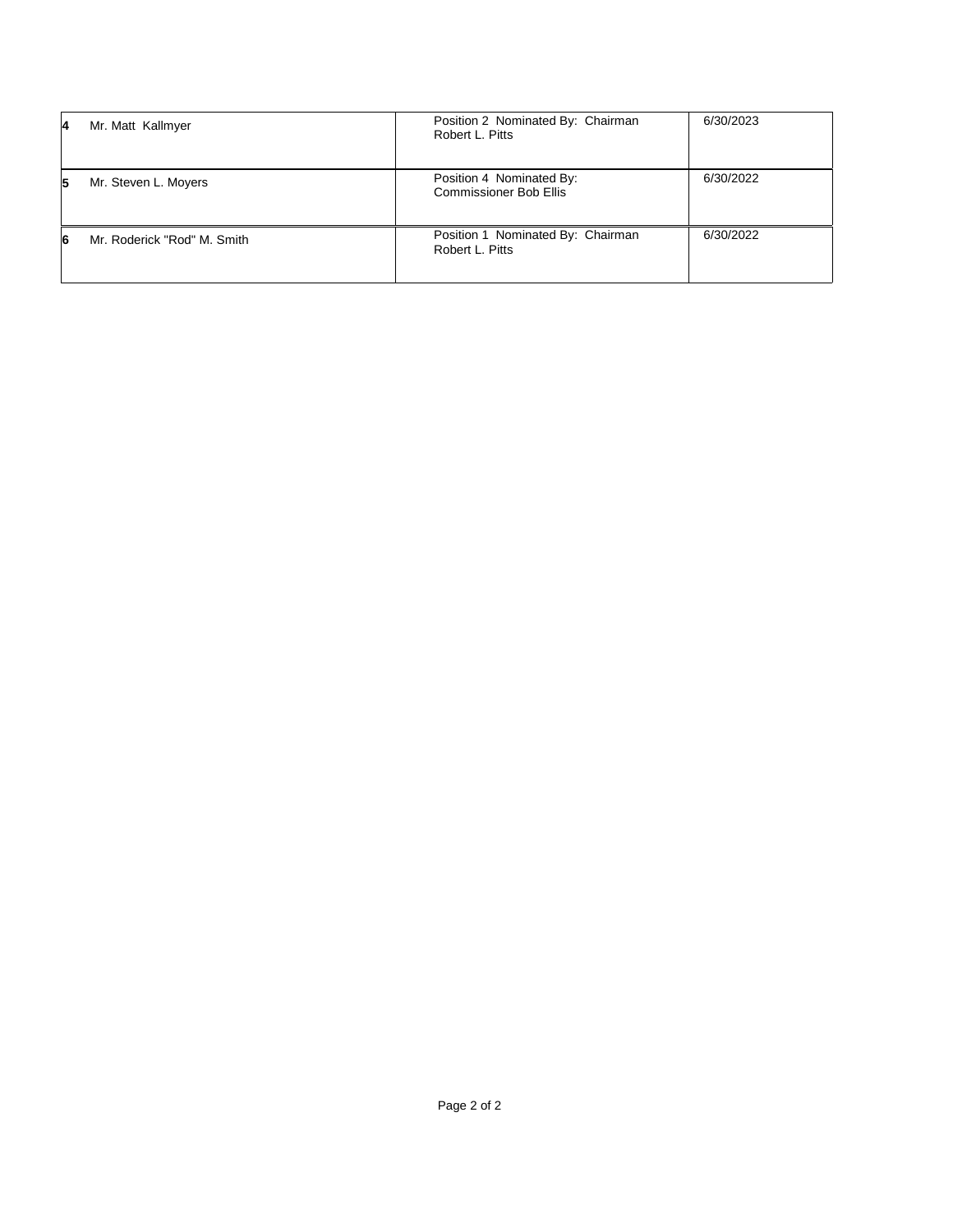| | | | |
|---|---|---|---|
| **4** | Mr. Matt Kallmyer | Position 2 Nominated By: Chairman Robert L. Pitts | 6/30/2023 |
| **5** | Mr. Steven L. Moyers | Position 4 Nominated By: Commissioner Bob Ellis | 6/30/2022 |
| **6** | Mr. Roderick "Rod" M. Smith | Position 1 Nominated By: Chairman Robert L. Pitts | 6/30/2022 |